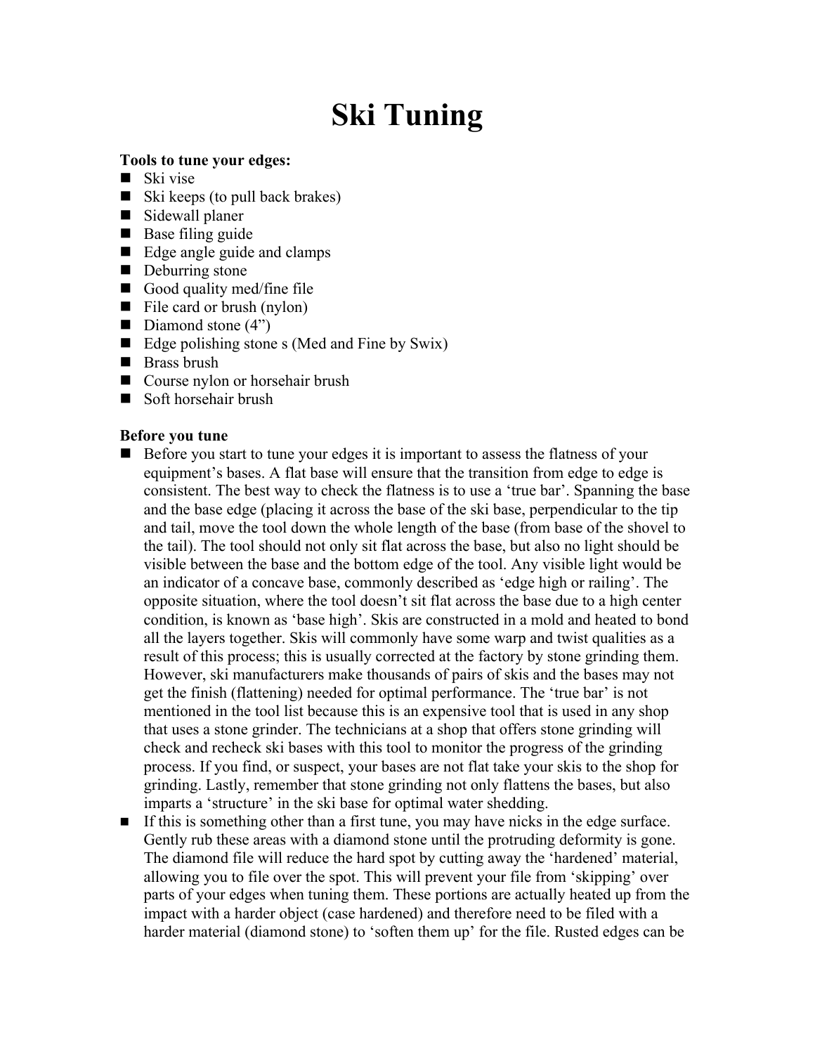# Ski Tuning

**Tools to tune your edges:**

- Ski vise
- Ski keeps (to pull back brakes)
- Sidewall planer
- Base filing guide
- Edge angle guide and clamps
- Deburring stone
- Good quality med/fine file
- File card or brush (nylon)
- Diamond stone (4")
- Edge polishing stone s (Med and Fine by Swix)
- Brass brush
- Course nylon or horsehair brush
- Soft horsehair brush

**Before you tune**

- Before you start to tune your edges it is important to assess the flatness of your equipment's bases. A flat base will ensure that the transition from edge to edge is consistent. The best way to check the flatness is to use a 'true bar'. Spanning the base and the base edge (placing it across the base of the ski base, perpendicular to the tip and tail, move the tool down the whole length of the base (from base of the shovel to the tail). The tool should not only sit flat across the base, but also no light should be visible between the base and the bottom edge of the tool. Any visible light would be an indicator of a concave base, commonly described as 'edge high or railing'. The opposite situation, where the tool doesn't sit flat across the base due to a high center condition, is known as 'base high'. Skis are constructed in a mold and heated to bond all the layers together. Skis will commonly have some warp and twist qualities as a result of this process; this is usually corrected at the factory by stone grinding them. However, ski manufacturers make thousands of pairs of skis and the bases may not get the finish (flattening) needed for optimal performance. The 'true bar' is not mentioned in the tool list because this is an expensive tool that is used in any shop that uses a stone grinder. The technicians at a shop that offers stone grinding will check and recheck ski bases with this tool to monitor the progress of the grinding process. If you find, or suspect, your bases are not flat take your skis to the shop for grinding. Lastly, remember that stone grinding not only flattens the bases, but also imparts a 'structure' in the ski base for optimal water shedding.
- If this is something other than a first tune, you may have nicks in the edge surface. Gently rub these areas with a diamond stone until the protruding deformity is gone. The diamond file will reduce the hard spot by cutting away the 'hardened' material, allowing you to file over the spot. This will prevent your file from 'skipping' over parts of your edges when tuning them. These portions are actually heated up from the impact with a harder object (case hardened) and therefore need to be filed with a harder material (diamond stone) to 'soften them up' for the file. Rusted edges can be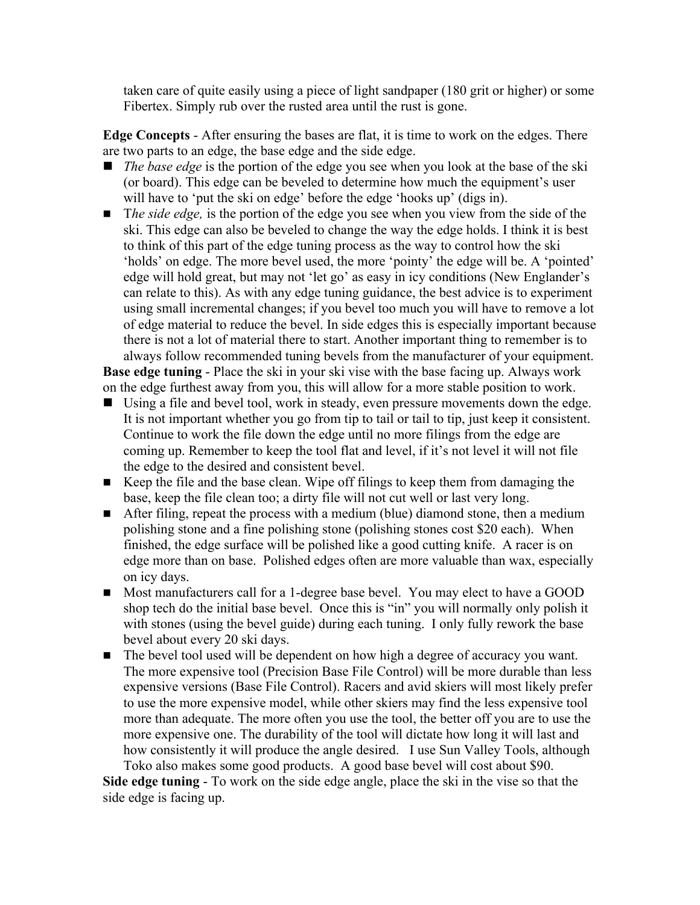taken care of quite easily using a piece of light sandpaper (180 grit or higher) or some Fibertex. Simply rub over the rusted area until the rust is gone.

**Edge Concepts** - After ensuring the bases are flat, it is time to work on the edges. There are two parts to an edge, the base edge and the side edge.

- *The base edge* is the portion of the edge you see when you look at the base of the ski (or board). This edge can be beveled to determine how much the equipment's user will have to 'put the ski on edge' before the edge 'hooks up' (digs in).
- T*he side edge,* is the portion of the edge you see when you view from the side of the ski. This edge can also be beveled to change the way the edge holds. I think it is best to think of this part of the edge tuning process as the way to control how the ski 'holds' on edge. The more bevel used, the more 'pointy' the edge will be. A 'pointed' edge will hold great, but may not 'let go' as easy in icy conditions (New Englander's can relate to this). As with any edge tuning guidance, the best advice is to experiment using small incremental changes; if you bevel too much you will have to remove a lot of edge material to reduce the bevel. In side edges this is especially important because there is not a lot of material there to start. Another important thing to remember is to always follow recommended tuning bevels from the manufacturer of your equipment.

**Base edge tuning** - Place the ski in your ski vise with the base facing up. Always work on the edge furthest away from you, this will allow for a more stable position to work.

- Using a file and bevel tool, work in steady, even pressure movements down the edge. It is not important whether you go from tip to tail or tail to tip, just keep it consistent. Continue to work the file down the edge until no more filings from the edge are coming up. Remember to keep the tool flat and level, if it's not level it will not file the edge to the desired and consistent bevel.
- Keep the file and the base clean. Wipe off filings to keep them from damaging the base, keep the file clean too; a dirty file will not cut well or last very long.
- After filing, repeat the process with a medium (blue) diamond stone, then a medium polishing stone and a fine polishing stone (polishing stones cost $20 each). When finished, the edge surface will be polished like a good cutting knife. A racer is on edge more than on base. Polished edges often are more valuable than wax, especially on icy days.
- Most manufacturers call for a 1-degree base bevel. You may elect to have a GOOD shop tech do the initial base bevel. Once this is "in" you will normally only polish it with stones (using the bevel guide) during each tuning. I only fully rework the base bevel about every 20 ski days.
- The bevel tool used will be dependent on how high a degree of accuracy you want. The more expensive tool (Precision Base File Control) will be more durable than less expensive versions (Base File Control). Racers and avid skiers will most likely prefer to use the more expensive model, while other skiers may find the less expensive tool more than adequate. The more often you use the tool, the better off you are to use the more expensive one. The durability of the tool will dictate how long it will last and how consistently it will produce the angle desired. I use Sun Valley Tools, although Toko also makes some good products. A good base bevel will cost about $90.

**Side edge tuning** - To work on the side edge angle, place the ski in the vise so that the side edge is facing up.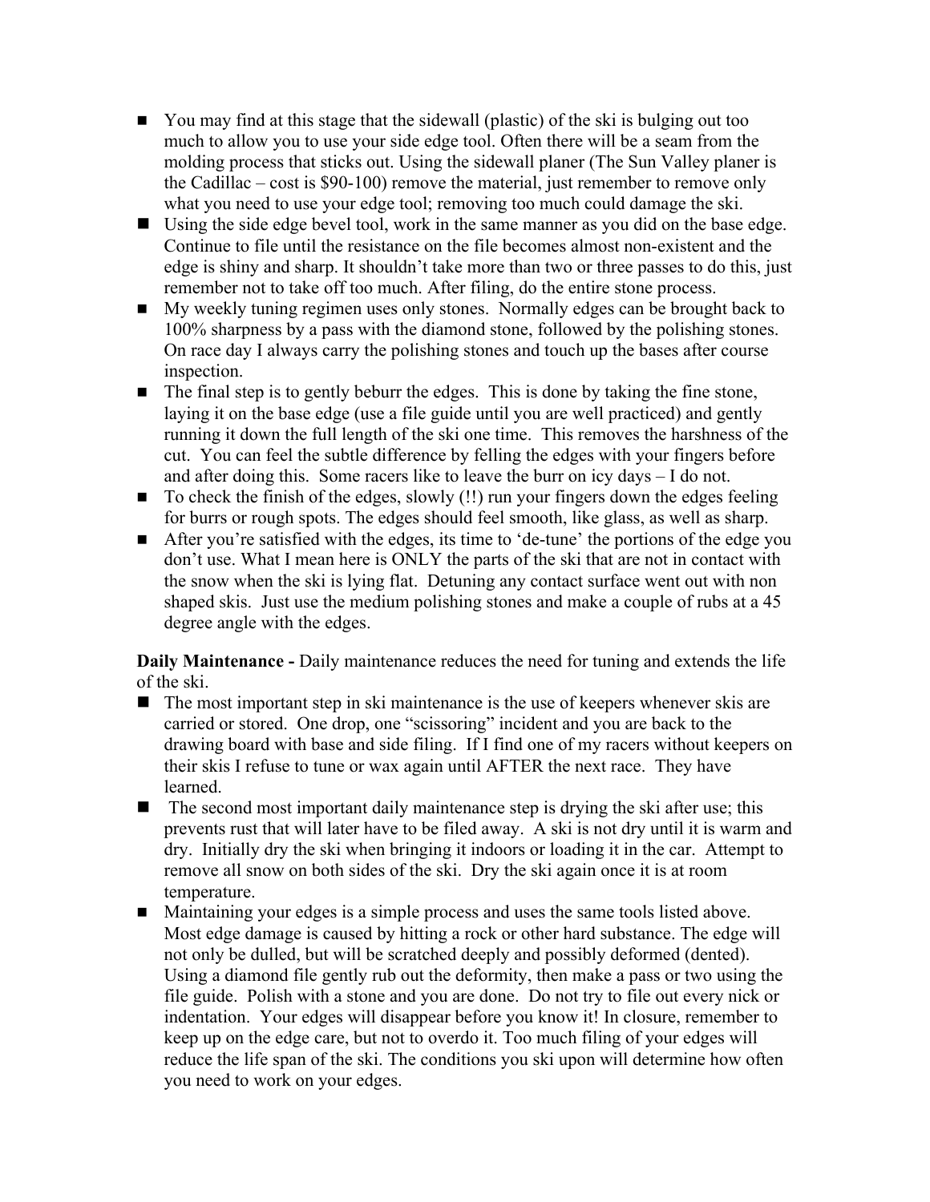- You may find at this stage that the sidewall (plastic) of the ski is bulging out too much to allow you to use your side edge tool. Often there will be a seam from the molding process that sticks out. Using the sidewall planer (The Sun Valley planer is the Cadillac – cost is $90-100) remove the material, just remember to remove only what you need to use your edge tool; removing too much could damage the ski.
- Using the side edge bevel tool, work in the same manner as you did on the base edge. Continue to file until the resistance on the file becomes almost non-existent and the edge is shiny and sharp. It shouldn't take more than two or three passes to do this, just remember not to take off too much. After filing, do the entire stone process.
- My weekly tuning regimen uses only stones. Normally edges can be brought back to 100% sharpness by a pass with the diamond stone, followed by the polishing stones. On race day I always carry the polishing stones and touch up the bases after course inspection.
- The final step is to gently beburr the edges. This is done by taking the fine stone, laying it on the base edge (use a file guide until you are well practiced) and gently running it down the full length of the ski one time. This removes the harshness of the cut. You can feel the subtle difference by felling the edges with your fingers before and after doing this. Some racers like to leave the burr on icy days – I do not.
- To check the finish of the edges, slowly (!!) run your fingers down the edges feeling for burrs or rough spots. The edges should feel smooth, like glass, as well as sharp.
- After you're satisfied with the edges, its time to 'de-tune' the portions of the edge you don't use. What I mean here is ONLY the parts of the ski that are not in contact with the snow when the ski is lying flat. Detuning any contact surface went out with non shaped skis. Just use the medium polishing stones and make a couple of rubs at a 45 degree angle with the edges.

**Daily Maintenance -** Daily maintenance reduces the need for tuning and extends the life of the ski.

- The most important step in ski maintenance is the use of keepers whenever skis are carried or stored. One drop, one "scissoring" incident and you are back to the drawing board with base and side filing. If I find one of my racers without keepers on their skis I refuse to tune or wax again until AFTER the next race. They have learned.
- The second most important daily maintenance step is drying the ski after use; this prevents rust that will later have to be filed away. A ski is not dry until it is warm and dry. Initially dry the ski when bringing it indoors or loading it in the car. Attempt to remove all snow on both sides of the ski. Dry the ski again once it is at room temperature.
- Maintaining your edges is a simple process and uses the same tools listed above. Most edge damage is caused by hitting a rock or other hard substance. The edge will not only be dulled, but will be scratched deeply and possibly deformed (dented). Using a diamond file gently rub out the deformity, then make a pass or two using the file guide. Polish with a stone and you are done. Do not try to file out every nick or indentation. Your edges will disappear before you know it! In closure, remember to keep up on the edge care, but not to overdo it. Too much filing of your edges will reduce the life span of the ski. The conditions you ski upon will determine how often you need to work on your edges.